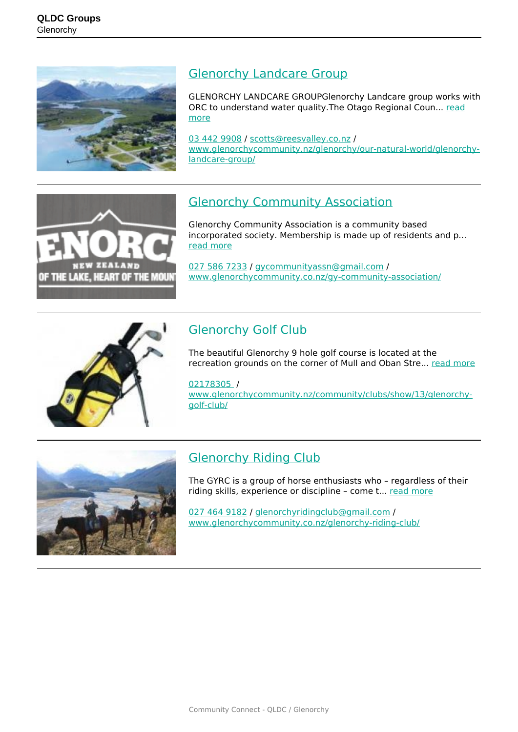## Glenorchy Landcare Group

GLENORCHY LANDCARE GROUPGlenorchy Landcare group works with ORC to understand water quality.The Otago Regional Coun... read more

03 442 9908 / scotts@reesvalley.co.nz / www.glenorchycommunity.nz/glenorchy/our-natural-world/glenorchy-landcare-group/

---

## Glenorchy Community Association

Glenorchy Community Association is a community based incorporated society. Membership is made up of residents and p... read more

027 586 7233 / gycommunityassn@gmail.com / www.glenorchycommunity.co.nz/gy-community-association/

---

## Glenorchy Golf Club

The beautiful Glenorchy 9 hole golf course is located at the recreation grounds on the corner of Mull and Oban Stre... read more

02178305 / www.glenorchycommunity.nz/community/clubs/show/13/glenorchy-golf-club/

---

## Glenorchy Riding Club

The GYRC is a group of horse enthusiasts who – regardless of their riding skills, experience or discipline – come t... read more

027 464 9182 / glenorchyridingclub@gmail.com / www.glenorchycommunity.co.nz/glenorchy-riding-club/

---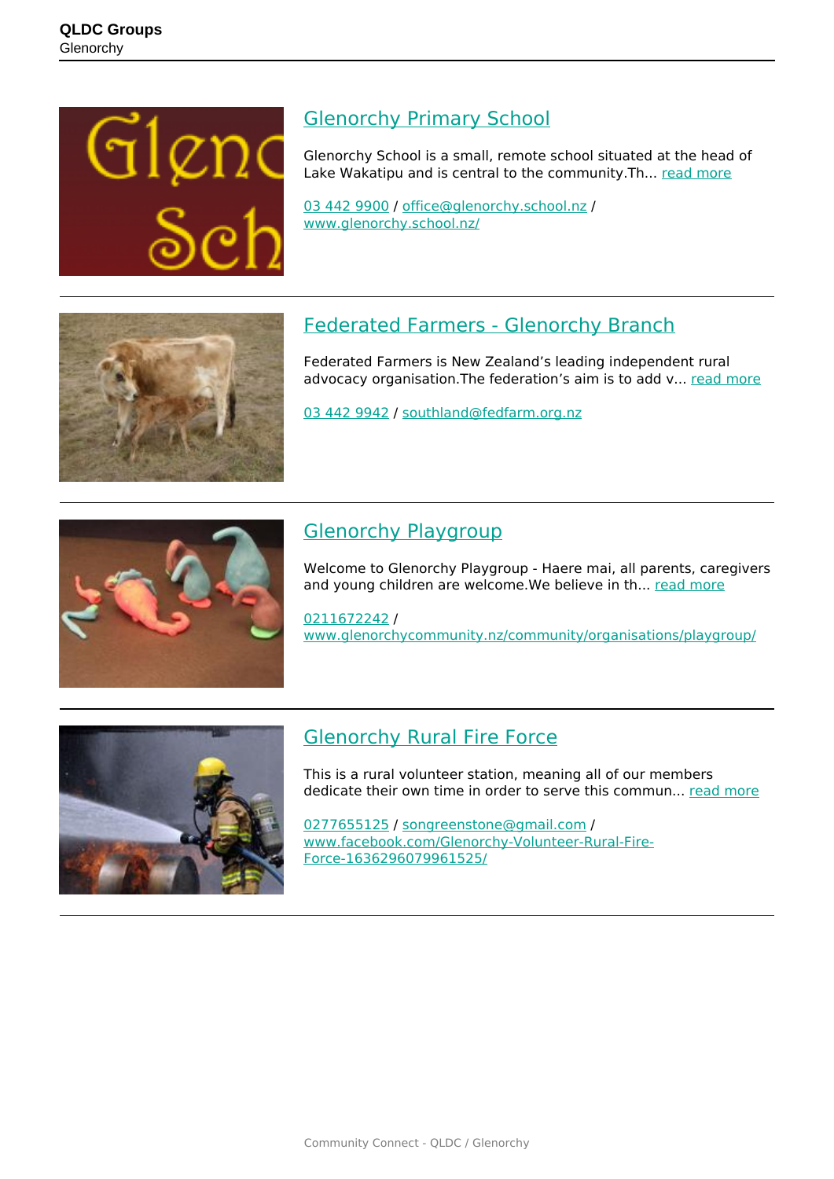## Glenorchy Primary School

Glenorchy School is a small, remote school situated at the head of Lake Wakatipu and is central to the community.Th... read more

03 442 9900 / office@glenorchy.school.nz / www.glenorchy.school.nz/

---

## Federated Farmers - Glenorchy Branch

Federated Farmers is New Zealand's leading independent rural advocacy organisation.The federation's aim is to add v... read more

03 442 9942 / southland@fedfarm.org.nz

---

## Glenorchy Playgroup

Welcome to Glenorchy Playgroup - Haere mai, all parents, caregivers and young children are welcome.We believe in th... read more

0211672242 / www.glenorchycommunity.nz/community/organisations/playgroup/

---

## Glenorchy Rural Fire Force

This is a rural volunteer station, meaning all of our members dedicate their own time in order to serve this commun... read more

0277655125 / songreenstone@gmail.com / www.facebook.com/Glenorchy-Volunteer-Rural-Fire-Force-1636296079961525/

---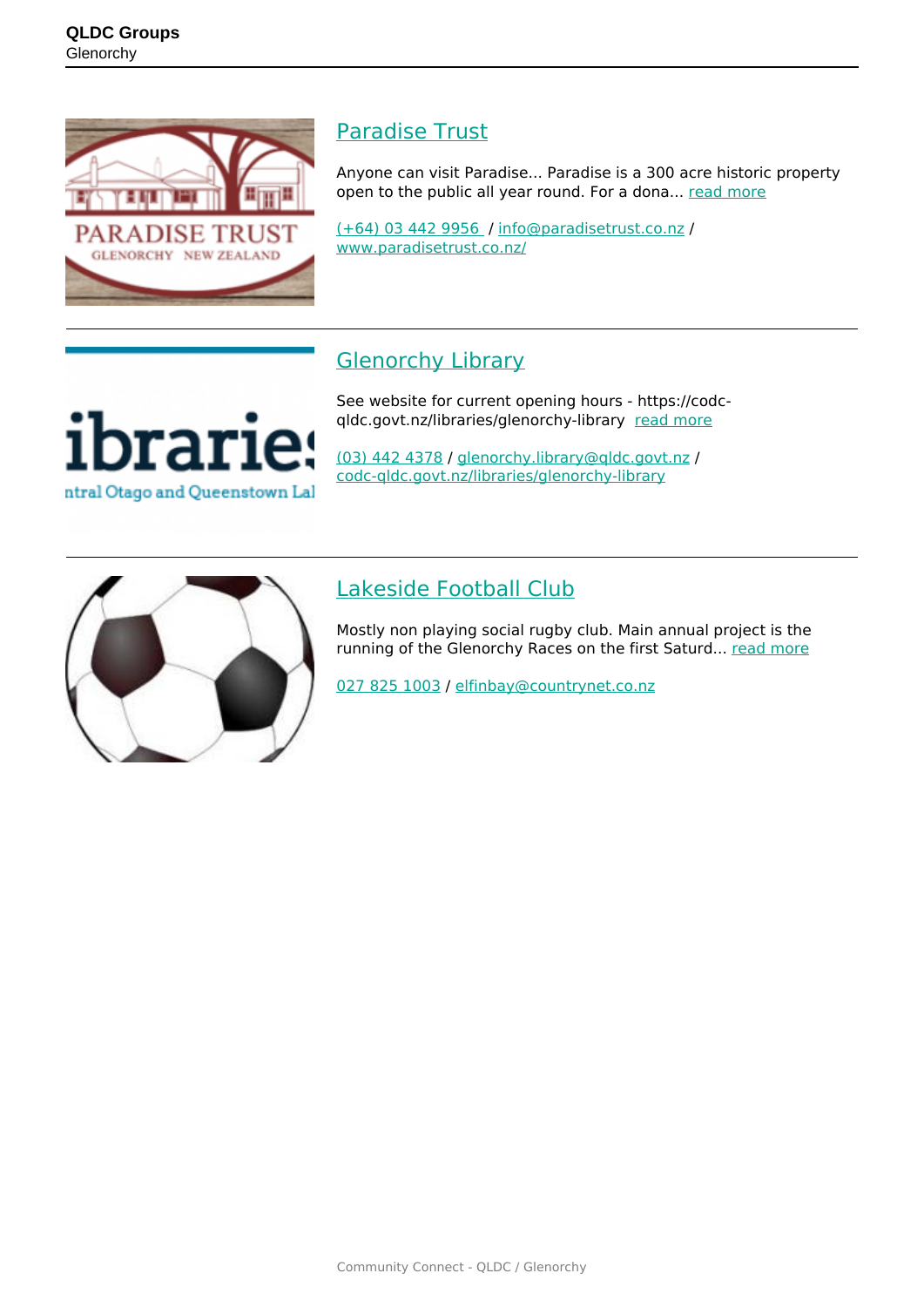## Paradise Trust

Anyone can visit Paradise... Paradise is a 300 acre historic property open to the public all year round. For a dona... read more

(+64) 03 442 9956 / info@paradisetrust.co.nz / www.paradisetrust.co.nz/

## Glenorchy Library

See website for current opening hours - https://codc-qldc.govt.nz/libraries/glenorchy-library read more

(03) 442 4378 / glenorchy.library@qldc.govt.nz / codc-qldc.govt.nz/libraries/glenorchy-library

## Lakeside Football Club

Mostly non playing social rugby club. Main annual project is the running of the Glenorchy Races on the first Saturd... read more

027 825 1003 / elfinbay@countrynet.co.nz